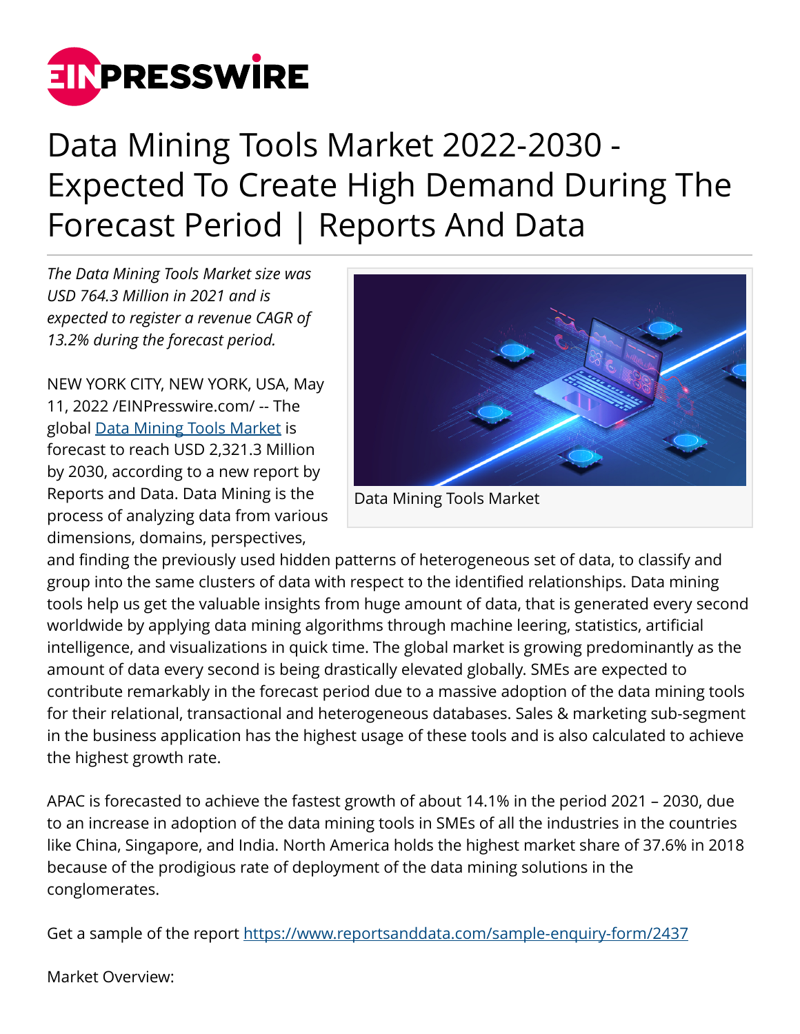# Data Mining Tools Market 2022-2030 - Expected To Create High Demand During The Forecast Period | Reports And Data

*The Data Mining Tools Market size was USD 764.3 Million in 2021 and is expected to register a revenue CAGR of 13.2% during the forecast period.*

Data Mining Tools Market

NEW YORK CITY, NEW YORK, USA, May 11, 2022 /EINPresswire.com/ -- The global [Data Mining Tools Market](https://www.reportsanddata.com) is forecast to reach USD 2,321.3 Million by 2030, according to a new report by Reports and Data. Data Mining is the process of analyzing data from various dimensions, domains, perspectives, and finding the previously used hidden patterns of heterogeneous set of data, to classify and group into the same clusters of data with respect to the identified relationships. Data mining tools help us get the valuable insights from huge amount of data, that is generated every second worldwide by applying data mining algorithms through machine leering, statistics, artificial intelligence, and visualizations in quick time. The global market is growing predominantly as the amount of data every second is being drastically elevated globally. SMEs are expected to contribute remarkably in the forecast period due to a massive adoption of the data mining tools for their relational, transactional and heterogeneous databases. Sales & marketing sub-segment in the business application has the highest usage of these tools and is also calculated to achieve the highest growth rate.

APAC is forecasted to achieve the fastest growth of about 14.1% in the period 2021 – 2030, due to an increase in adoption of the data mining tools in SMEs of all the industries in the countries like China, Singapore, and India. North America holds the highest market share of 37.6% in 2018 because of the prodigious rate of deployment of the data mining solutions in the conglomerates.

Get a sample of the report [https://www.reportsanddata.com/sample-enquiry-form/2437](https://www.reportsanddata.com/sample-enquiry-form/2437)

Market Overview: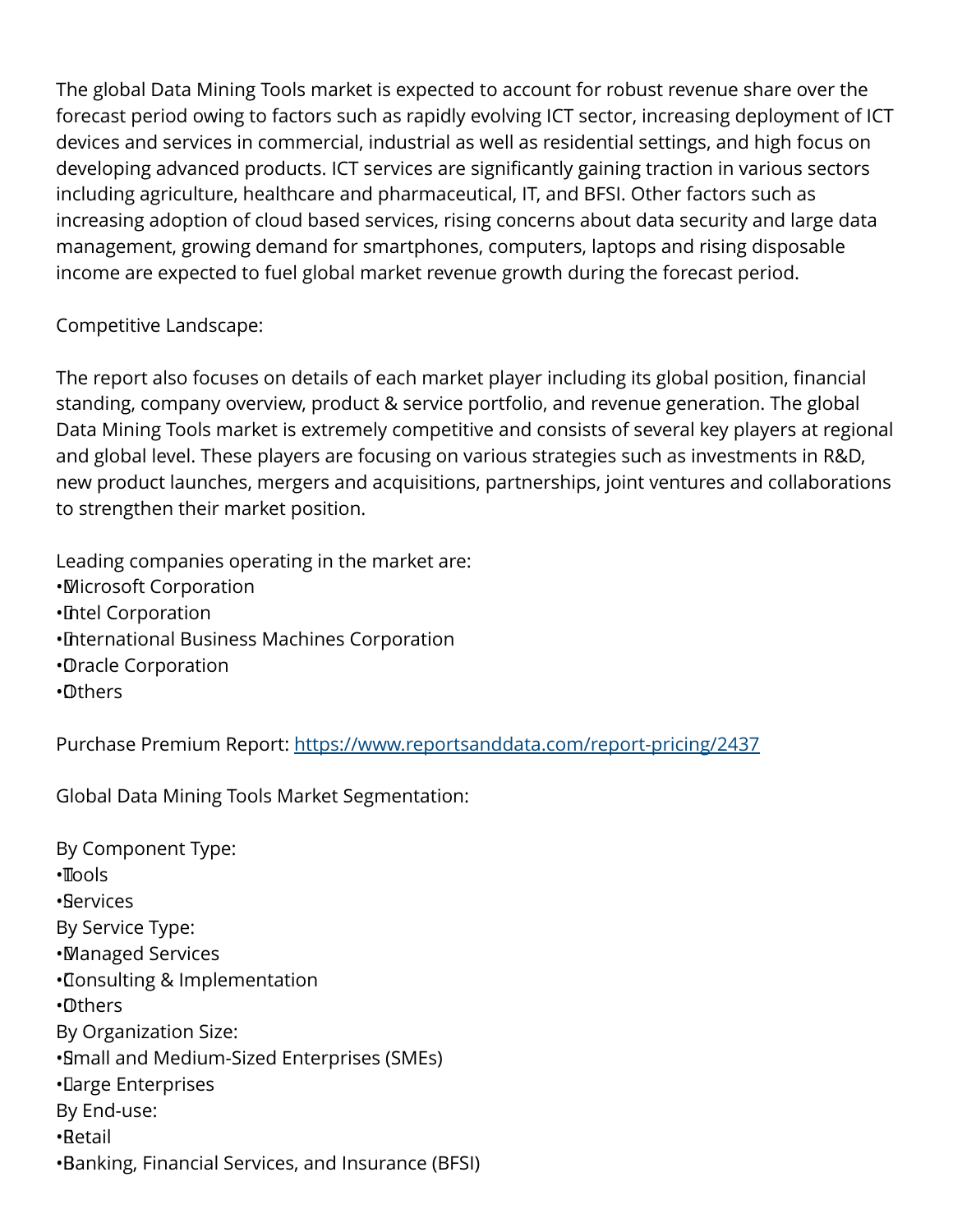The global Data Mining Tools market is expected to account for robust revenue share over the forecast period owing to factors such as rapidly evolving ICT sector, increasing deployment of ICT devices and services in commercial, industrial as well as residential settings, and high focus on developing advanced products. ICT services are significantly gaining traction in various sectors including agriculture, healthcare and pharmaceutical, IT, and BFSI. Other factors such as increasing adoption of cloud based services, rising concerns about data security and large data management, growing demand for smartphones, computers, laptops and rising disposable income are expected to fuel global market revenue growth during the forecast period.

Competitive Landscape:

The report also focuses on details of each market player including its global position, financial standing, company overview, product & service portfolio, and revenue generation. The global Data Mining Tools market is extremely competitive and consists of several key players at regional and global level. These players are focusing on various strategies such as investments in R&D, new product launches, mergers and acquisitions, partnerships, joint ventures and collaborations to strengthen their market position.

Leading companies operating in the market are:

- Microsoft Corporation
- Intel Corporation
- International Business Machines Corporation
- Oracle Corporation
- Others

Purchase Premium Report: https://www.reportsanddata.com/report-pricing/2437

Global Data Mining Tools Market Segmentation:

By Component Type:
- Tools
- Services

By Service Type:
- Managed Services
- Consulting & Implementation
- Others

By Organization Size:
- Small and Medium-Sized Enterprises (SMEs)
- Large Enterprises

By End-use:
- Retail
- Banking, Financial Services, and Insurance (BFSI)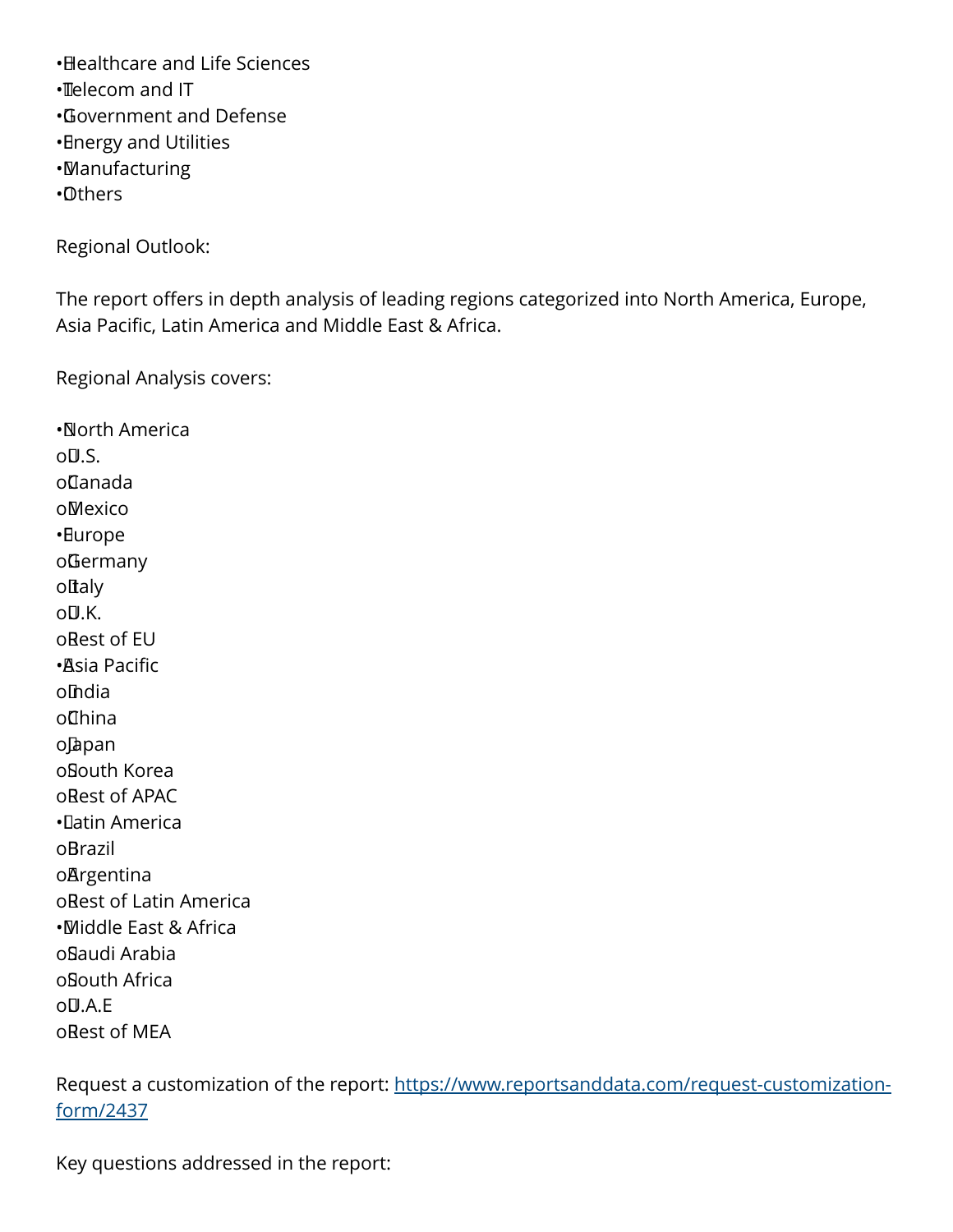- Healthcare and Life Sciences
- Telecom and IT
- Government and Defense
- Energy and Utilities
- Manufacturing
- Others

Regional Outlook:

The report offers in depth analysis of leading regions categorized into North America, Europe, Asia Pacific, Latin America and Middle East & Africa.

Regional Analysis covers:

- North America
  - U.S.
  - Canada
  - Mexico
- Europe
  - Germany
  - Italy
  - U.K.
  - Rest of EU
- Asia Pacific
  - India
  - China
  - Japan
  - South Korea
  - Rest of APAC
- Latin America
  - Brazil
  - Argentina
  - Rest of Latin America
- Middle East & Africa
  - Saudi Arabia
  - South Africa
  - U.A.E
  - Rest of MEA

Request a customization of the report: [https://www.reportsanddata.com/request-customization-form/2437](https://www.reportsanddata.com/request-customization-form/2437)

Key questions addressed in the report: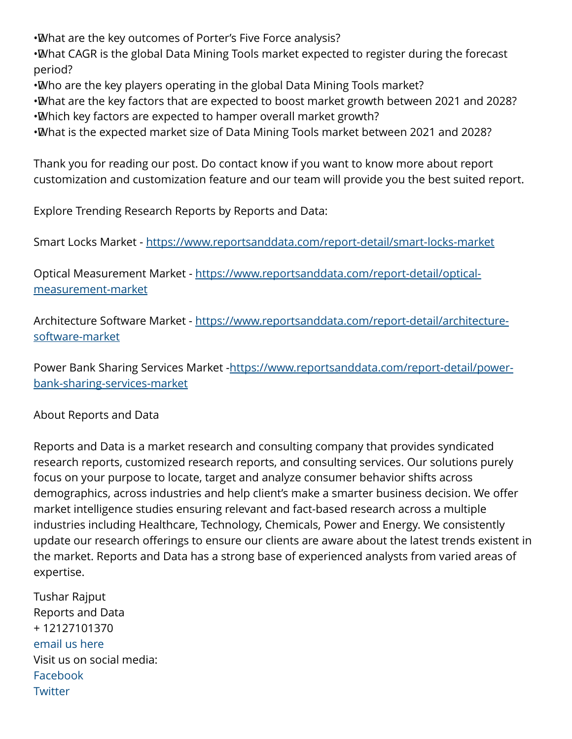- What are the key outcomes of Porter's Five Force analysis?
- What CAGR is the global Data Mining Tools market expected to register during the forecast period?
- Who are the key players operating in the global Data Mining Tools market?
- What are the key factors that are expected to boost market growth between 2021 and 2028?
- Which key factors are expected to hamper overall market growth?
- What is the expected market size of Data Mining Tools market between 2021 and 2028?

Thank you for reading our post. Do contact know if you want to know more about report customization and customization feature and our team will provide you the best suited report.

Explore Trending Research Reports by Reports and Data:

Smart Locks Market - [https://www.reportsanddata.com/report-detail/smart-locks-market](https://www.reportsanddata.com/report-detail/smart-locks-market)

Optical Measurement Market - [https://www.reportsanddata.com/report-detail/optical-measurement-market](https://www.reportsanddata.com/report-detail/optical-measurement-market)

Architecture Software Market - [https://www.reportsanddata.com/report-detail/architecture-software-market](https://www.reportsanddata.com/report-detail/architecture-software-market)

Power Bank Sharing Services Market -[https://www.reportsanddata.com/report-detail/power-bank-sharing-services-market](https://www.reportsanddata.com/report-detail/power-bank-sharing-services-market)

About Reports and Data

Reports and Data is a market research and consulting company that provides syndicated research reports, customized research reports, and consulting services. Our solutions purely focus on your purpose to locate, target and analyze consumer behavior shifts across demographics, across industries and help client's make a smarter business decision. We offer market intelligence studies ensuring relevant and fact-based research across a multiple industries including Healthcare, Technology, Chemicals, Power and Energy. We consistently update our research offerings to ensure our clients are aware about the latest trends existent in the market. Reports and Data has a strong base of experienced analysts from varied areas of expertise.

Tushar Rajput  
Reports and Data  
+ 12127101370  
email us here  
Visit us on social media:  
Facebook  
Twitter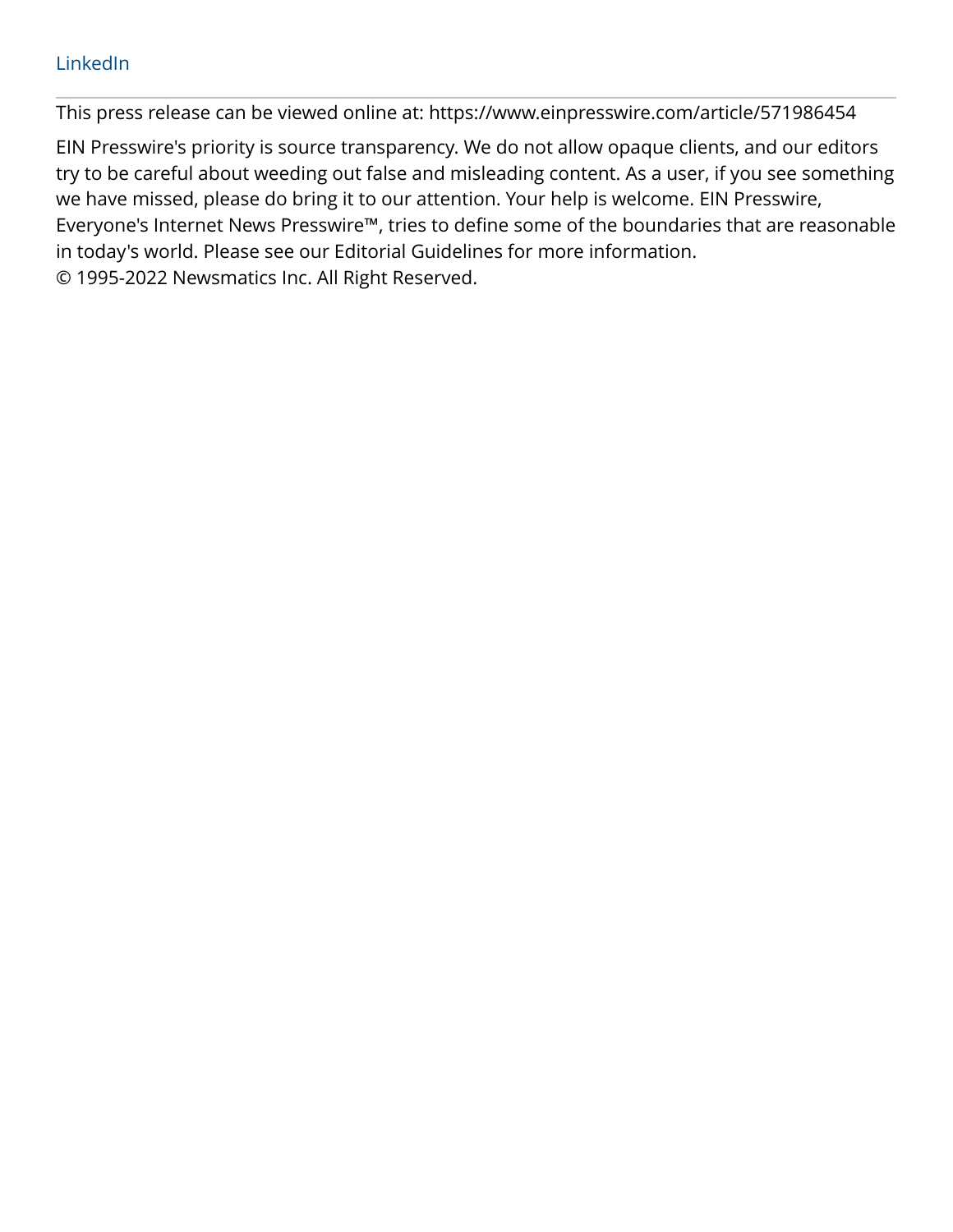LinkedIn

---

This press release can be viewed online at: https://www.einpresswire.com/article/571986454

EIN Presswire's priority is source transparency. We do not allow opaque clients, and our editors try to be careful about weeding out false and misleading content. As a user, if you see something we have missed, please do bring it to our attention. Your help is welcome. EIN Presswire, Everyone's Internet News Presswire™, tries to define some of the boundaries that are reasonable in today's world. Please see our Editorial Guidelines for more information.
© 1995-2022 Newsmatics Inc. All Right Reserved.